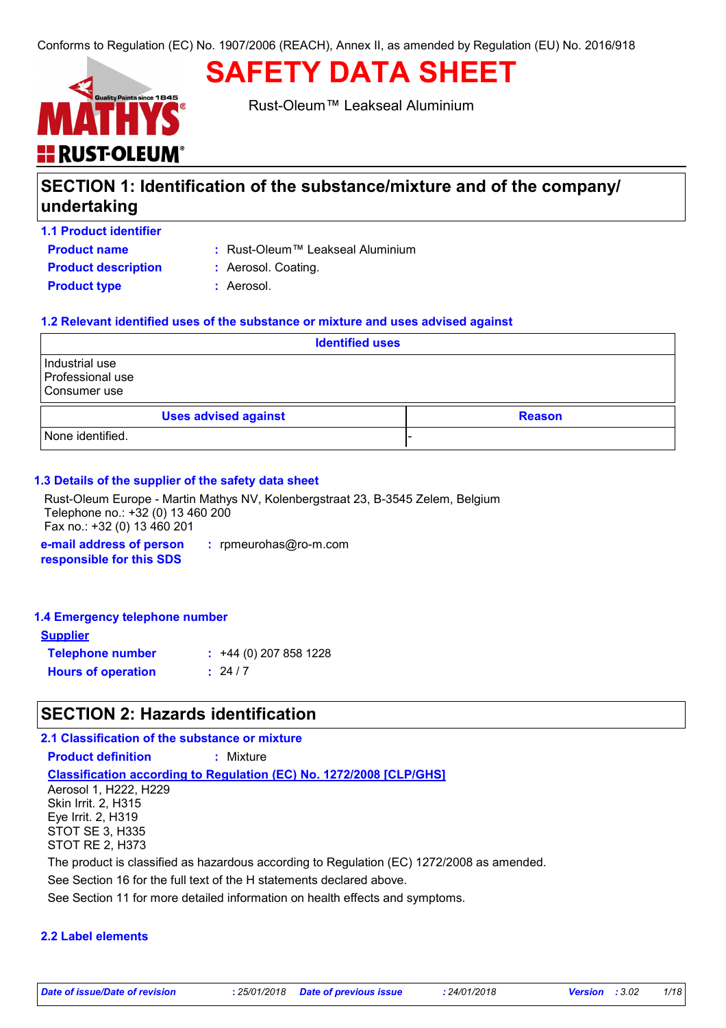Conforms to Regulation (EC) No. 1907/2006 (REACH), Annex II, as amended by Regulation (EU) No. 2016/918

# SAFETY DATA SHEET

Rust-Oleum™ Leakseal Aluminium

## SECTION 1: Identification of the substance/mixture and of the company/ undertaking

### 1.1 Product identifier

**Product name** : Rust-Oleum™ Leakseal Aluminium

**Product description** : Aerosol. Coating.

**Product type** : Aerosol.

### 1.2 Relevant identified uses of the substance or mixture and uses advised against

| Identified uses |
|---|
| Industrial use<br>Professional use<br>Consumer use |

| Uses advised against | Reason |
|---|---|
| None identified. | - |

### 1.3 Details of the supplier of the safety data sheet

Rust-Oleum Europe - Martin Mathys NV, Kolenbergstraat 23, B-3545 Zelem, Belgium
Telephone no.: +32 (0) 13 460 200
Fax no.: +32 (0) 13 460 201

**e-mail address of person responsible for this SDS** : rpmeurohas@ro-m.com

### 1.4 Emergency telephone number

**Supplier**

**Telephone number** : +44 (0) 207 858 1228

**Hours of operation** : 24 / 7

## SECTION 2: Hazards identification

### 2.1 Classification of the substance or mixture

**Product definition** : Mixture

**Classification according to Regulation (EC) No. 1272/2008 [CLP/GHS]**

Aerosol 1, H222, H229
Skin Irrit. 2, H315
Eye Irrit. 2, H319
STOT SE 3, H335
STOT RE 2, H373

The product is classified as hazardous according to Regulation (EC) 1272/2008 as amended.

See Section 16 for the full text of the H statements declared above.

See Section 11 for more detailed information on health effects and symptoms.

### 2.2 Label elements

*Date of issue/Date of revision* : 25/01/2018 *Date of previous issue* : 24/01/2018 *Version* : 3.02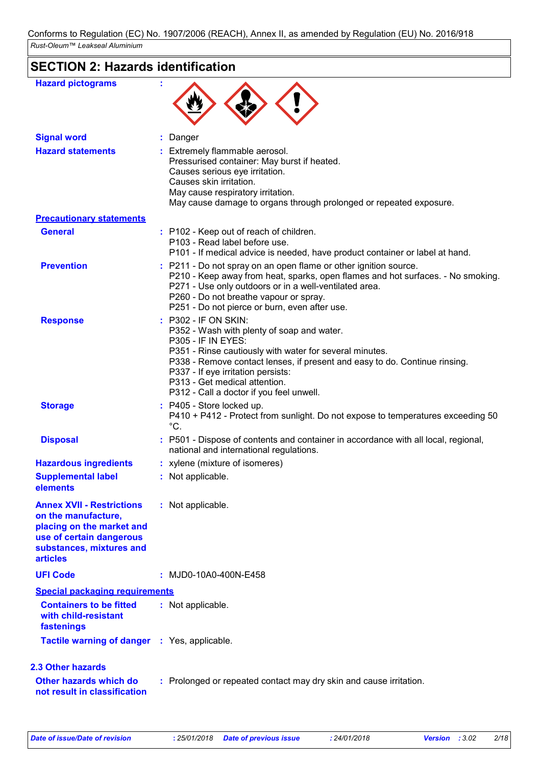Conforms to Regulation (EC) No. 1907/2006 (REACH), Annex II, as amended by Regulation (EU) No. 2016/918

*Rust-Oleum™ Leakseal Aluminium*

## SECTION 2: Hazards identification

**Hazard pictograms** :

**Signal word** : Danger

**Hazard statements** : Extremely flammable aerosol.
Pressurised container: May burst if heated.
Causes serious eye irritation.
Causes skin irritation.
May cause respiratory irritation.
May cause damage to organs through prolonged or repeated exposure.

**Precautionary statements**

**General** : P102 - Keep out of reach of children.
P103 - Read label before use.
P101 - If medical advice is needed, have product container or label at hand.

**Prevention** : P211 - Do not spray on an open flame or other ignition source.
P210 - Keep away from heat, sparks, open flames and hot surfaces. - No smoking.
P271 - Use only outdoors or in a well-ventilated area.
P260 - Do not breathe vapour or spray.
P251 - Do not pierce or burn, even after use.

**Response** : P302 - IF ON SKIN:
P352 - Wash with plenty of soap and water.
P305 - IF IN EYES:
P351 - Rinse cautiously with water for several minutes.
P338 - Remove contact lenses, if present and easy to do. Continue rinsing.
P337 - If eye irritation persists:
P313 - Get medical attention.
P312 - Call a doctor if you feel unwell.

**Storage** : P405 - Store locked up.
P410 + P412 - Protect from sunlight. Do not expose to temperatures exceeding 50 °C.

**Disposal** : P501 - Dispose of contents and container in accordance with all local, regional, national and international regulations.

**Hazardous ingredients** : xylene (mixture of isomeres)

**Supplemental label elements** : Not applicable.

**Annex XVII - Restrictions on the manufacture, placing on the market and use of certain dangerous substances, mixtures and articles** : Not applicable.

**UFI Code** : MJD0-10A0-400N-E458

**Special packaging requirements**

**Containers to be fitted with child-resistant fastenings** : Not applicable.

**Tactile warning of danger** : Yes, applicable.

### 2.3 Other hazards

**Other hazards which do not result in classification** : Prolonged or repeated contact may dry skin and cause irritation.

*Date of issue/Date of revision* : 25/01/2018 *Date of previous issue* : 24/01/2018 *Version* : 3.02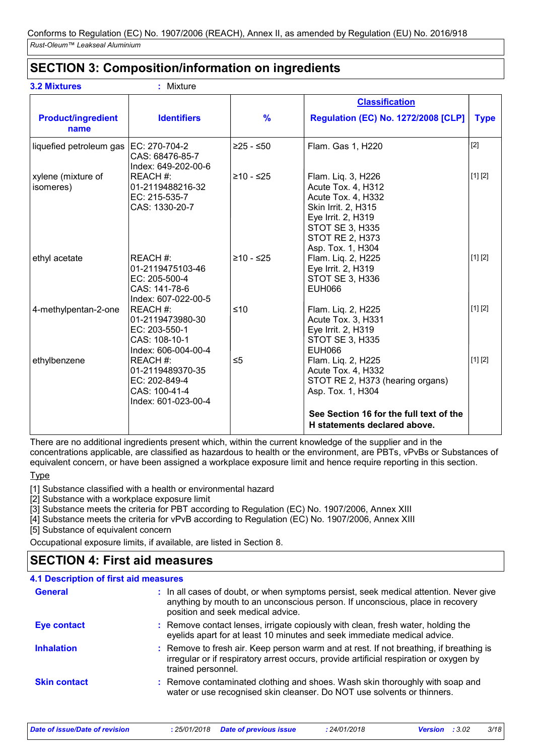## SECTION 3: Composition/information on ingredients

**3.2 Mixtures** : Mixture

| Product/ingredient name | Identifiers | % | Classification Regulation (EC) No. 1272/2008 [CLP] | Type |
|---|---|---|---|---|
| liquefied petroleum gas | EC: 270-704-2<br>CAS: 68476-85-7<br>Index: 649-202-00-6 | ≥25 - ≤50 | Flam. Gas 1, H220 | [2] |
| xylene (mixture of isomeres) | REACH #: 01-2119488216-32<br>EC: 215-535-7<br>CAS: 1330-20-7 | ≥10 - ≤25 | Flam. Liq. 3, H226<br>Acute Tox. 4, H312<br>Acute Tox. 4, H332<br>Skin Irrit. 2, H315<br>Eye Irrit. 2, H319<br>STOT SE 3, H335<br>STOT RE 2, H373<br>Asp. Tox. 1, H304 | [1] [2] |
| ethyl acetate | REACH #: 01-2119475103-46<br>EC: 205-500-4<br>CAS: 141-78-6<br>Index: 607-022-00-5 | ≥10 - ≤25 | Flam. Liq. 2, H225<br>Eye Irrit. 2, H319<br>STOT SE 3, H336<br>EUH066 | [1] [2] |
| 4-methylpentan-2-one | REACH #: 01-2119473980-30<br>EC: 203-550-1<br>CAS: 108-10-1<br>Index: 606-004-00-4 | ≤10 | Flam. Liq. 2, H225<br>Acute Tox. 3, H331<br>Eye Irrit. 2, H319<br>STOT SE 3, H335<br>EUH066 | [1] [2] |
| ethylbenzene | REACH #: 01-2119489370-35<br>EC: 202-849-4<br>CAS: 100-41-4<br>Index: 601-023-00-4 | ≤5 | Flam. Liq. 2, H225<br>Acute Tox. 4, H332<br>STOT RE 2, H373 (hearing organs)<br>Asp. Tox. 1, H304 | [1] [2] |
| | | | **See Section 16 for the full text of the H statements declared above.** | |

There are no additional ingredients present which, within the current knowledge of the supplier and in the concentrations applicable, are classified as hazardous to health or the environment, are PBTs, vPvBs or Substances of equivalent concern, or have been assigned a workplace exposure limit and hence require reporting in this section.

Type

[1] Substance classified with a health or environmental hazard
[2] Substance with a workplace exposure limit
[3] Substance meets the criteria for PBT according to Regulation (EC) No. 1907/2006, Annex XIII
[4] Substance meets the criteria for vPvB according to Regulation (EC) No. 1907/2006, Annex XIII
[5] Substance of equivalent concern

Occupational exposure limits, if available, are listed in Section 8.

## SECTION 4: First aid measures

### 4.1 Description of first aid measures

**General** : In all cases of doubt, or when symptoms persist, seek medical attention. Never give anything by mouth to an unconscious person. If unconscious, place in recovery position and seek medical advice.

**Eye contact** : Remove contact lenses, irrigate copiously with clean, fresh water, holding the eyelids apart for at least 10 minutes and seek immediate medical advice.

**Inhalation** : Remove to fresh air. Keep person warm and at rest. If not breathing, if breathing is irregular or if respiratory arrest occurs, provide artificial respiration or oxygen by trained personnel.

**Skin contact** : Remove contaminated clothing and shoes. Wash skin thoroughly with soap and water or use recognised skin cleanser. Do NOT use solvents or thinners.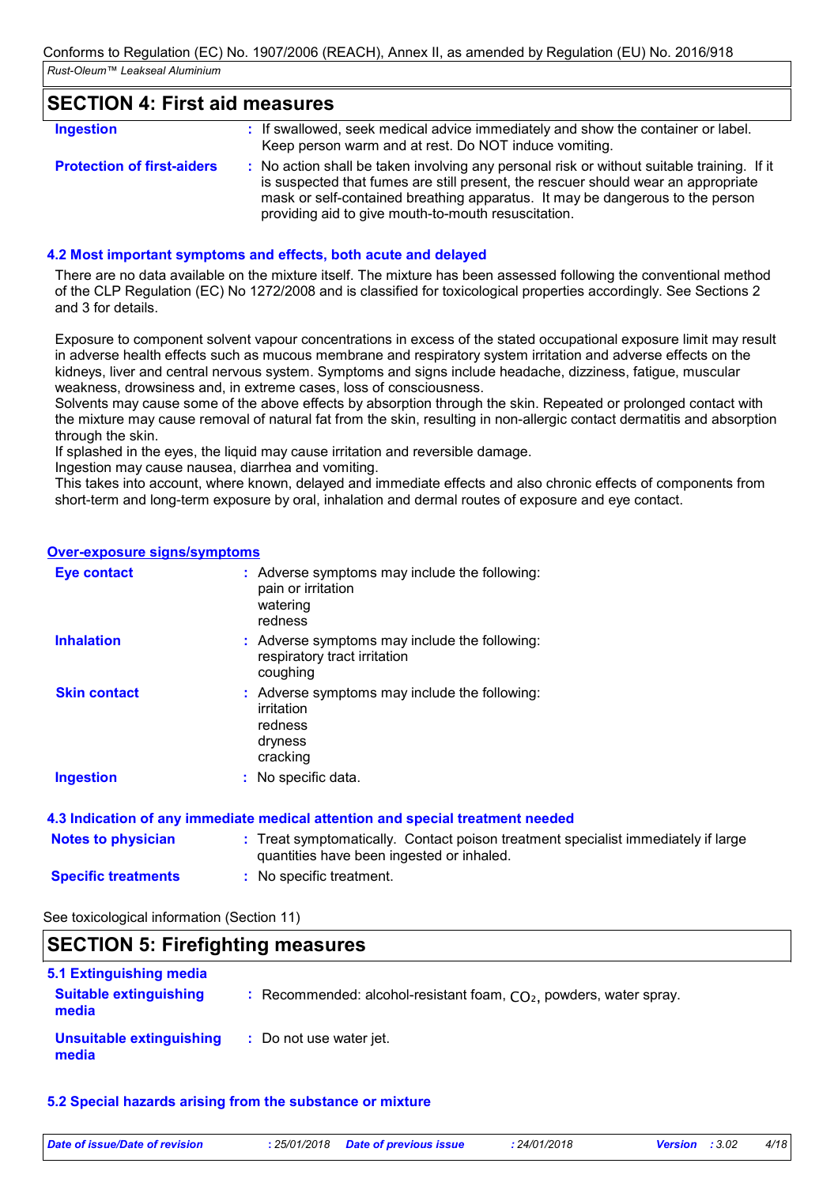## SECTION 4: First aid measures

| | |
|---|---|
| **Ingestion** | : If swallowed, seek medical advice immediately and show the container or label. Keep person warm and at rest. Do NOT induce vomiting. |
| **Protection of first-aiders** | : No action shall be taken involving any personal risk or without suitable training. If it is suspected that fumes are still present, the rescuer should wear an appropriate mask or self-contained breathing apparatus. It may be dangerous to the person providing aid to give mouth-to-mouth resuscitation. |

### 4.2 Most important symptoms and effects, both acute and delayed

There are no data available on the mixture itself. The mixture has been assessed following the conventional method of the CLP Regulation (EC) No 1272/2008 and is classified for toxicological properties accordingly. See Sections 2 and 3 for details.

Exposure to component solvent vapour concentrations in excess of the stated occupational exposure limit may result in adverse health effects such as mucous membrane and respiratory system irritation and adverse effects on the kidneys, liver and central nervous system. Symptoms and signs include headache, dizziness, fatigue, muscular weakness, drowsiness and, in extreme cases, loss of consciousness.
Solvents may cause some of the above effects by absorption through the skin. Repeated or prolonged contact with the mixture may cause removal of natural fat from the skin, resulting in non-allergic contact dermatitis and absorption through the skin.
If splashed in the eyes, the liquid may cause irritation and reversible damage.
Ingestion may cause nausea, diarrhea and vomiting.
This takes into account, where known, delayed and immediate effects and also chronic effects of components from short-term and long-term exposure by oral, inhalation and dermal routes of exposure and eye contact.

#### Over-exposure signs/symptoms

| | |
|---|---|
| **Eye contact** | : Adverse symptoms may include the following: pain or irritation, watering, redness |
| **Inhalation** | : Adverse symptoms may include the following: respiratory tract irritation, coughing |
| **Skin contact** | : Adverse symptoms may include the following: irritation, redness, dryness, cracking |
| **Ingestion** | : No specific data. |

### 4.3 Indication of any immediate medical attention and special treatment needed

| | |
|---|---|
| **Notes to physician** | : Treat symptomatically. Contact poison treatment specialist immediately if large quantities have been ingested or inhaled. |
| **Specific treatments** | : No specific treatment. |

See toxicological information (Section 11)

## SECTION 5: Firefighting measures

### 5.1 Extinguishing media

| | |
|---|---|
| **Suitable extinguishing media** | : Recommended: alcohol-resistant foam, $CO_2$, powders, water spray. |
| **Unsuitable extinguishing media** | : Do not use water jet. |

### 5.2 Special hazards arising from the substance or mixture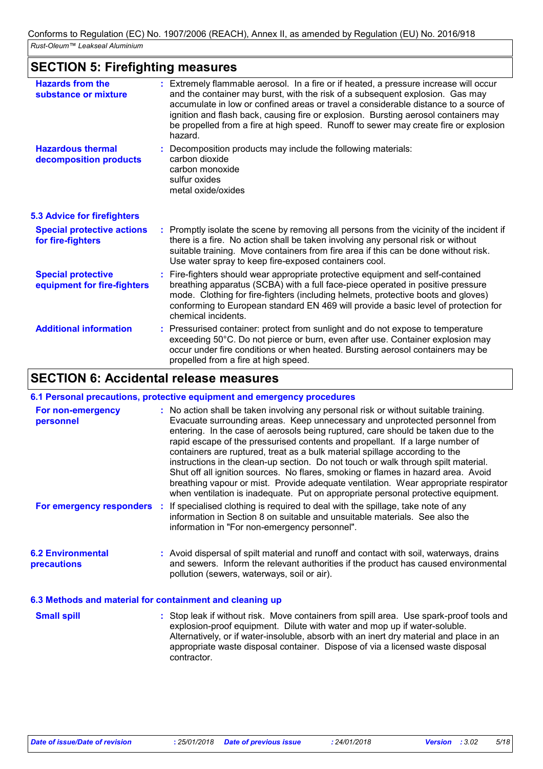## SECTION 5: Firefighting measures

**Hazards from the substance or mixture** : Extremely flammable aerosol. In a fire or if heated, a pressure increase will occur and the container may burst, with the risk of a subsequent explosion. Gas may accumulate in low or confined areas or travel a considerable distance to a source of ignition and flash back, causing fire or explosion. Bursting aerosol containers may be propelled from a fire at high speed. Runoff to sewer may create fire or explosion hazard.

**Hazardous thermal decomposition products** : Decomposition products may include the following materials:
carbon dioxide
carbon monoxide
sulfur oxides
metal oxide/oxides

### 5.3 Advice for firefighters

**Special protective actions for fire-fighters** : Promptly isolate the scene by removing all persons from the vicinity of the incident if there is a fire. No action shall be taken involving any personal risk or without suitable training. Move containers from fire area if this can be done without risk. Use water spray to keep fire-exposed containers cool.

**Special protective equipment for fire-fighters** : Fire-fighters should wear appropriate protective equipment and self-contained breathing apparatus (SCBA) with a full face-piece operated in positive pressure mode. Clothing for fire-fighters (including helmets, protective boots and gloves) conforming to European standard EN 469 will provide a basic level of protection for chemical incidents.

**Additional information** : Pressurised container: protect from sunlight and do not expose to temperature exceeding 50°C. Do not pierce or burn, even after use. Container explosion may occur under fire conditions or when heated. Bursting aerosol containers may be propelled from a fire at high speed.

## SECTION 6: Accidental release measures

### 6.1 Personal precautions, protective equipment and emergency procedures

**For non-emergency personnel** : No action shall be taken involving any personal risk or without suitable training. Evacuate surrounding areas. Keep unnecessary and unprotected personnel from entering. In the case of aerosols being ruptured, care should be taken due to the rapid escape of the pressurised contents and propellant. If a large number of containers are ruptured, treat as a bulk material spillage according to the instructions in the clean-up section. Do not touch or walk through spilt material. Shut off all ignition sources. No flares, smoking or flames in hazard area. Avoid breathing vapour or mist. Provide adequate ventilation. Wear appropriate respirator when ventilation is inadequate. Put on appropriate personal protective equipment.

**For emergency responders** : If specialised clothing is required to deal with the spillage, take note of any information in Section 8 on suitable and unsuitable materials. See also the information in "For non-emergency personnel".

### 6.2 Environmental precautions

: Avoid dispersal of spilt material and runoff and contact with soil, waterways, drains and sewers. Inform the relevant authorities if the product has caused environmental pollution (sewers, waterways, soil or air).

### 6.3 Methods and material for containment and cleaning up

**Small spill** : Stop leak if without risk. Move containers from spill area. Use spark-proof tools and explosion-proof equipment. Dilute with water and mop up if water-soluble. Alternatively, or if water-insoluble, absorb with an inert dry material and place in an appropriate waste disposal container. Dispose of via a licensed waste disposal contractor.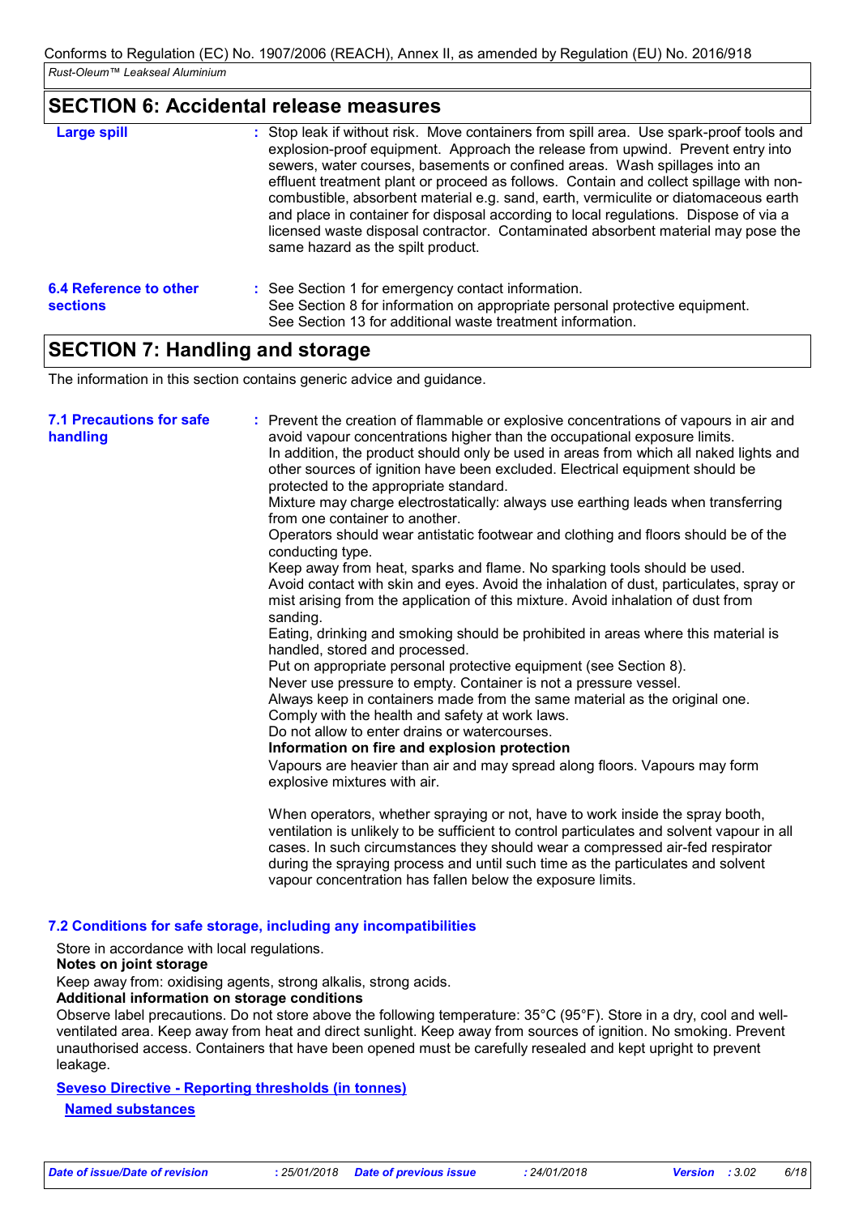## SECTION 6: Accidental release measures

| | |
|---|---|
| **Large spill** | : Stop leak if without risk. Move containers from spill area. Use spark-proof tools and explosion-proof equipment. Approach the release from upwind. Prevent entry into sewers, water courses, basements or confined areas. Wash spillages into an effluent treatment plant or proceed as follows. Contain and collect spillage with non-combustible, absorbent material e.g. sand, earth, vermiculite or diatomaceous earth and place in container for disposal according to local regulations. Dispose of via a licensed waste disposal contractor. Contaminated absorbent material may pose the same hazard as the spilt product. |
| **6.4 Reference to other sections** | : See Section 1 for emergency contact information. See Section 8 for information on appropriate personal protective equipment. See Section 13 for additional waste treatment information. |

## SECTION 7: Handling and storage

The information in this section contains generic advice and guidance.

**7.1 Precautions for safe handling**

: Prevent the creation of flammable or explosive concentrations of vapours in air and avoid vapour concentrations higher than the occupational exposure limits.
In addition, the product should only be used in areas from which all naked lights and other sources of ignition have been excluded. Electrical equipment should be protected to the appropriate standard.
Mixture may charge electrostatically: always use earthing leads when transferring from one container to another.
Operators should wear antistatic footwear and clothing and floors should be of the conducting type.
Keep away from heat, sparks and flame. No sparking tools should be used.
Avoid contact with skin and eyes. Avoid the inhalation of dust, particulates, spray or mist arising from the application of this mixture. Avoid inhalation of dust from sanding.
Eating, drinking and smoking should be prohibited in areas where this material is handled, stored and processed.
Put on appropriate personal protective equipment (see Section 8).
Never use pressure to empty. Container is not a pressure vessel.
Always keep in containers made from the same material as the original one.
Comply with the health and safety at work laws.
Do not allow to enter drains or watercourses.

**Information on fire and explosion protection**

Vapours are heavier than air and may spread along floors. Vapours may form explosive mixtures with air.

When operators, whether spraying or not, have to work inside the spray booth, ventilation is unlikely to be sufficient to control particulates and solvent vapour in all cases. In such circumstances they should wear a compressed air-fed respirator during the spraying process and until such time as the particulates and solvent vapour concentration has fallen below the exposure limits.

**7.2 Conditions for safe storage, including any incompatibilities**

Store in accordance with local regulations.

**Notes on joint storage**

Keep away from: oxidising agents, strong alkalis, strong acids.

**Additional information on storage conditions**

Observe label precautions. Do not store above the following temperature: 35°C (95°F). Store in a dry, cool and well-ventilated area. Keep away from heat and direct sunlight. Keep away from sources of ignition. No smoking. Prevent unauthorised access. Containers that have been opened must be carefully resealed and kept upright to prevent leakage.

**Seveso Directive - Reporting thresholds (in tonnes)**

**Named substances**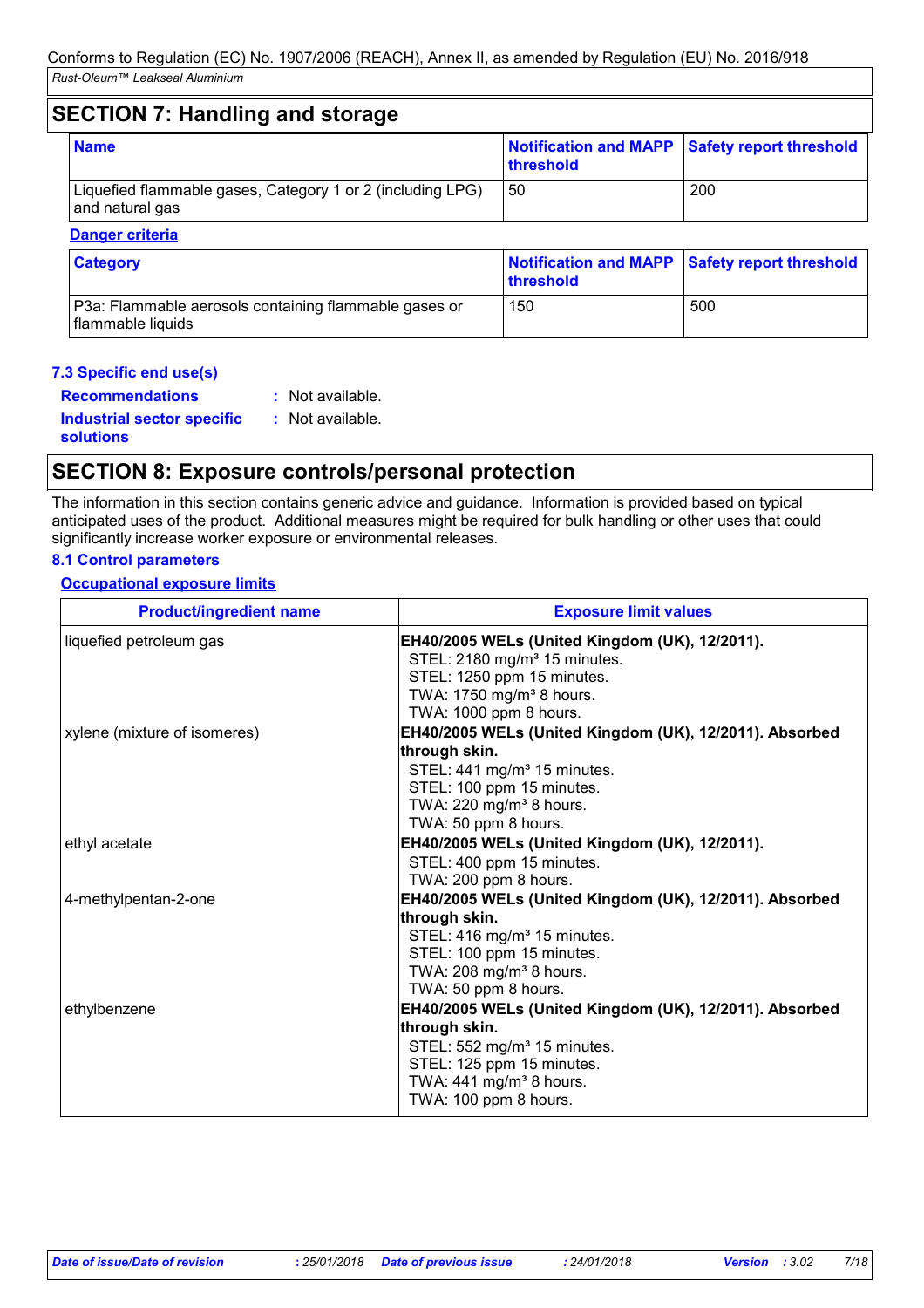## SECTION 7: Handling and storage

| Name | Notification and MAPP threshold | Safety report threshold |
|---|---|---|
| Liquefied flammable gases, Category 1 or 2 (including LPG) and natural gas | 50 | 200 |

**Danger criteria**

| Category | Notification and MAPP threshold | Safety report threshold |
|---|---|---|
| P3a: Flammable aerosols containing flammable gases or flammable liquids | 150 | 500 |

### 7.3 Specific end use(s)

**Recommendations** : Not available.

**Industrial sector specific solutions** : Not available.

## SECTION 8: Exposure controls/personal protection

The information in this section contains generic advice and guidance. Information is provided based on typical anticipated uses of the product. Additional measures might be required for bulk handling or other uses that could significantly increase worker exposure or environmental releases.

### 8.1 Control parameters

**Occupational exposure limits**

| Product/ingredient name | Exposure limit values |
|---|---|
| liquefied petroleum gas | **EH40/2005 WELs (United Kingdom (UK), 12/2011).**<br>STEL: 2180 mg/m³ 15 minutes.<br>STEL: 1250 ppm 15 minutes.<br>TWA: 1750 mg/m³ 8 hours.<br>TWA: 1000 ppm 8 hours. |
| xylene (mixture of isomeres) | **EH40/2005 WELs (United Kingdom (UK), 12/2011). Absorbed through skin.**<br>STEL: 441 mg/m³ 15 minutes.<br>STEL: 100 ppm 15 minutes.<br>TWA: 220 mg/m³ 8 hours.<br>TWA: 50 ppm 8 hours. |
| ethyl acetate | **EH40/2005 WELs (United Kingdom (UK), 12/2011).**<br>STEL: 400 ppm 15 minutes.<br>TWA: 200 ppm 8 hours. |
| 4-methylpentan-2-one | **EH40/2005 WELs (United Kingdom (UK), 12/2011). Absorbed through skin.**<br>STEL: 416 mg/m³ 15 minutes.<br>STEL: 100 ppm 15 minutes.<br>TWA: 208 mg/m³ 8 hours.<br>TWA: 50 ppm 8 hours. |
| ethylbenzene | **EH40/2005 WELs (United Kingdom (UK), 12/2011). Absorbed through skin.**<br>STEL: 552 mg/m³ 15 minutes.<br>STEL: 125 ppm 15 minutes.<br>TWA: 441 mg/m³ 8 hours.<br>TWA: 100 ppm 8 hours. |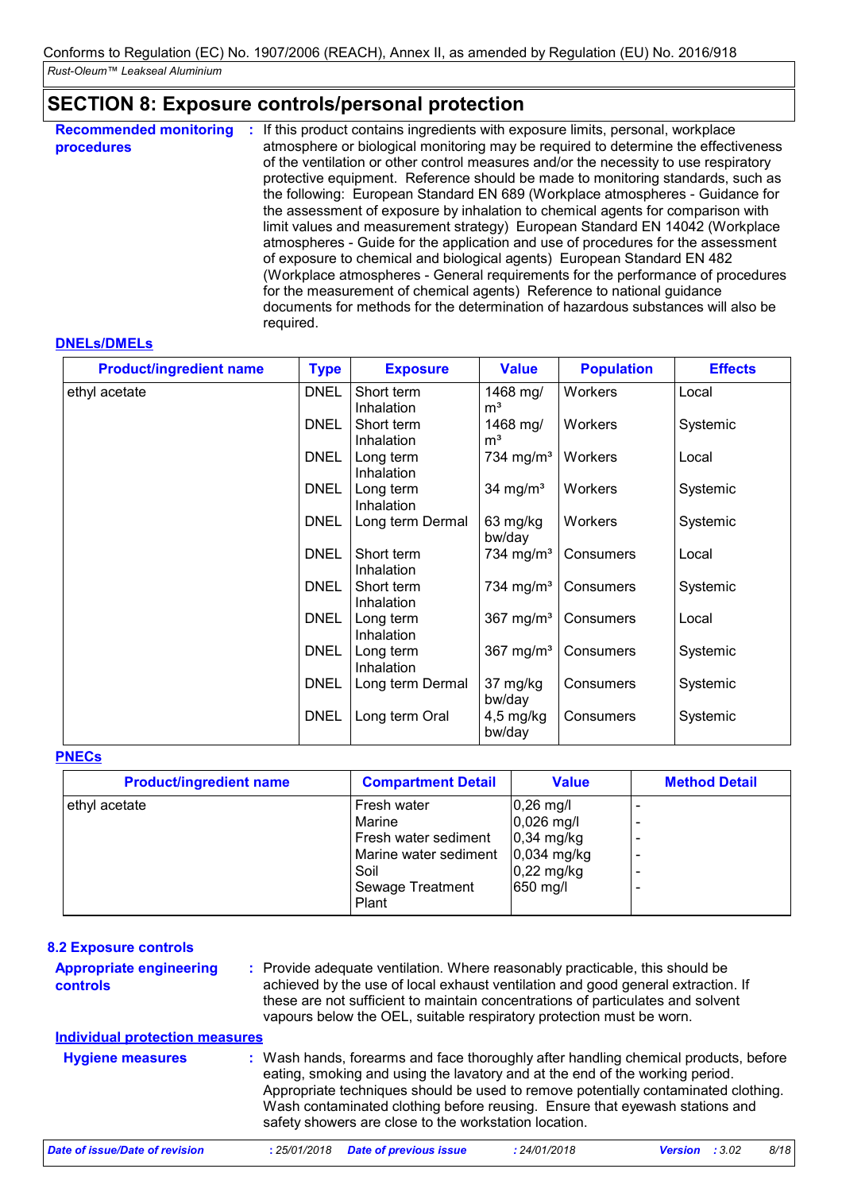Conforms to Regulation (EC) No. 1907/2006 (REACH), Annex II, as amended by Regulation (EU) No. 2016/918

*Rust-Oleum™ Leakseal Aluminium*

## SECTION 8: Exposure controls/personal protection

**Recommended monitoring procedures** : If this product contains ingredients with exposure limits, personal, workplace atmosphere or biological monitoring may be required to determine the effectiveness of the ventilation or other control measures and/or the necessity to use respiratory protective equipment. Reference should be made to monitoring standards, such as the following: European Standard EN 689 (Workplace atmospheres - Guidance for the assessment of exposure by inhalation to chemical agents for comparison with limit values and measurement strategy) European Standard EN 14042 (Workplace atmospheres - Guide for the application and use of procedures for the assessment of exposure to chemical and biological agents) European Standard EN 482 (Workplace atmospheres - General requirements for the performance of procedures for the measurement of chemical agents) Reference to national guidance documents for methods for the determination of hazardous substances will also be required.

**DNELs/DMELs**

| Product/ingredient name | Type | Exposure | Value | Population | Effects |
|---|---|---|---|---|---|
| ethyl acetate | DNEL | Short term Inhalation | 1468 mg/m³ | Workers | Local |
| | DNEL | Short term Inhalation | 1468 mg/m³ | Workers | Systemic |
| | DNEL | Long term Inhalation | 734 mg/m³ | Workers | Local |
| | DNEL | Long term Inhalation | 34 mg/m³ | Workers | Systemic |
| | DNEL | Long term Dermal | 63 mg/kg bw/day | Workers | Systemic |
| | DNEL | Short term Inhalation | 734 mg/m³ | Consumers | Local |
| | DNEL | Short term Inhalation | 734 mg/m³ | Consumers | Systemic |
| | DNEL | Long term Inhalation | 367 mg/m³ | Consumers | Local |
| | DNEL | Long term Inhalation | 367 mg/m³ | Consumers | Systemic |
| | DNEL | Long term Dermal | 37 mg/kg bw/day | Consumers | Systemic |
| | DNEL | Long term Oral | 4,5 mg/kg bw/day | Consumers | Systemic |

**PNECs**

| Product/ingredient name | Compartment Detail | Value | Method Detail |
|---|---|---|---|
| ethyl acetate | Fresh water | 0,26 mg/l | - |
| | Marine | 0,026 mg/l | - |
| | Fresh water sediment | 0,34 mg/kg | - |
| | Marine water sediment | 0,034 mg/kg | - |
| | Soil | 0,22 mg/kg | - |
| | Sewage Treatment Plant | 650 mg/l | - |

### 8.2 Exposure controls

**Appropriate engineering controls** : Provide adequate ventilation. Where reasonably practicable, this should be achieved by the use of local exhaust ventilation and good general extraction. If these are not sufficient to maintain concentrations of particulates and solvent vapours below the OEL, suitable respiratory protection must be worn.

**Individual protection measures**

**Hygiene measures** : Wash hands, forearms and face thoroughly after handling chemical products, before eating, smoking and using the lavatory and at the end of the working period. Appropriate techniques should be used to remove potentially contaminated clothing. Wash contaminated clothing before reusing. Ensure that eyewash stations and safety showers are close to the workstation location.

*Date of issue/Date of revision* : 25/01/2018 *Date of previous issue* : 24/01/2018 *Version* : 3.02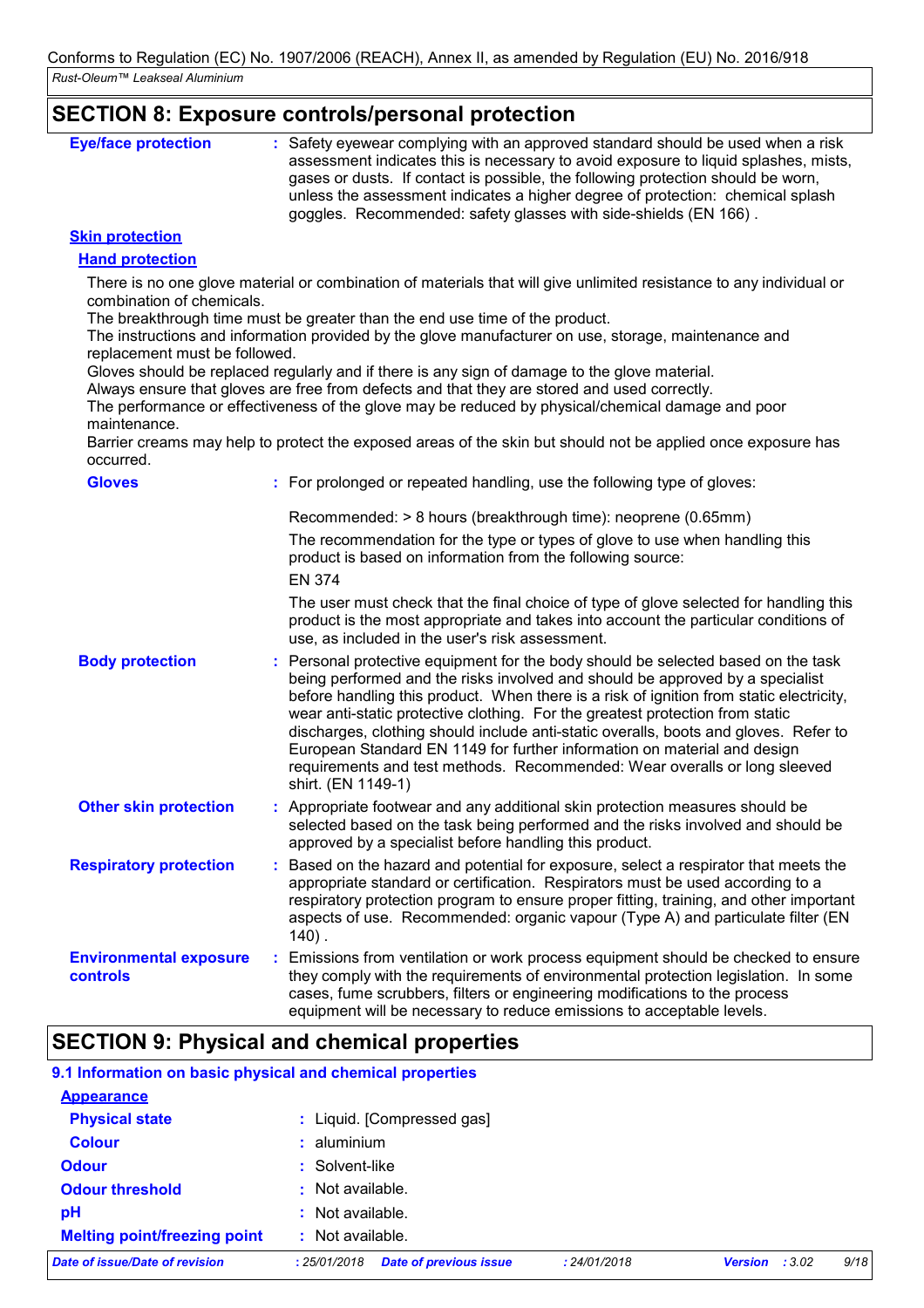## SECTION 8: Exposure controls/personal protection

**Eye/face protection** : Safety eyewear complying with an approved standard should be used when a risk assessment indicates this is necessary to avoid exposure to liquid splashes, mists, gases or dusts. If contact is possible, the following protection should be worn, unless the assessment indicates a higher degree of protection: chemical splash goggles. Recommended: safety glasses with side-shields (EN 166) .

**Skin protection**

**Hand protection**

There is no one glove material or combination of materials that will give unlimited resistance to any individual or combination of chemicals.
The breakthrough time must be greater than the end use time of the product.
The instructions and information provided by the glove manufacturer on use, storage, maintenance and replacement must be followed.
Gloves should be replaced regularly and if there is any sign of damage to the glove material.
Always ensure that gloves are free from defects and that they are stored and used correctly.
The performance or effectiveness of the glove may be reduced by physical/chemical damage and poor maintenance.
Barrier creams may help to protect the exposed areas of the skin but should not be applied once exposure has occurred.

**Gloves** : For prolonged or repeated handling, use the following type of gloves:

Recommended: > 8 hours (breakthrough time): neoprene (0.65mm)

The recommendation for the type or types of glove to use when handling this product is based on information from the following source:

EN 374

The user must check that the final choice of type of glove selected for handling this product is the most appropriate and takes into account the particular conditions of use, as included in the user's risk assessment.

**Body protection** : Personal protective equipment for the body should be selected based on the task being performed and the risks involved and should be approved by a specialist before handling this product. When there is a risk of ignition from static electricity, wear anti-static protective clothing. For the greatest protection from static discharges, clothing should include anti-static overalls, boots and gloves. Refer to European Standard EN 1149 for further information on material and design requirements and test methods. Recommended: Wear overalls or long sleeved shirt. (EN 1149-1)

**Other skin protection** : Appropriate footwear and any additional skin protection measures should be selected based on the task being performed and the risks involved and should be approved by a specialist before handling this product.

**Respiratory protection** : Based on the hazard and potential for exposure, select a respirator that meets the appropriate standard or certification. Respirators must be used according to a respiratory protection program to ensure proper fitting, training, and other important aspects of use. Recommended: organic vapour (Type A) and particulate filter (EN 140) .

**Environmental exposure controls** : Emissions from ventilation or work process equipment should be checked to ensure they comply with the requirements of environmental protection legislation. In some cases, fume scrubbers, filters or engineering modifications to the process equipment will be necessary to reduce emissions to acceptable levels.

## SECTION 9: Physical and chemical properties

### 9.1 Information on basic physical and chemical properties

**Appearance**

**Physical state** : Liquid. [Compressed gas]

**Colour** : aluminium

**Odour** : Solvent-like

**Odour threshold** : Not available.

**pH** : Not available.

**Melting point/freezing point** : Not available.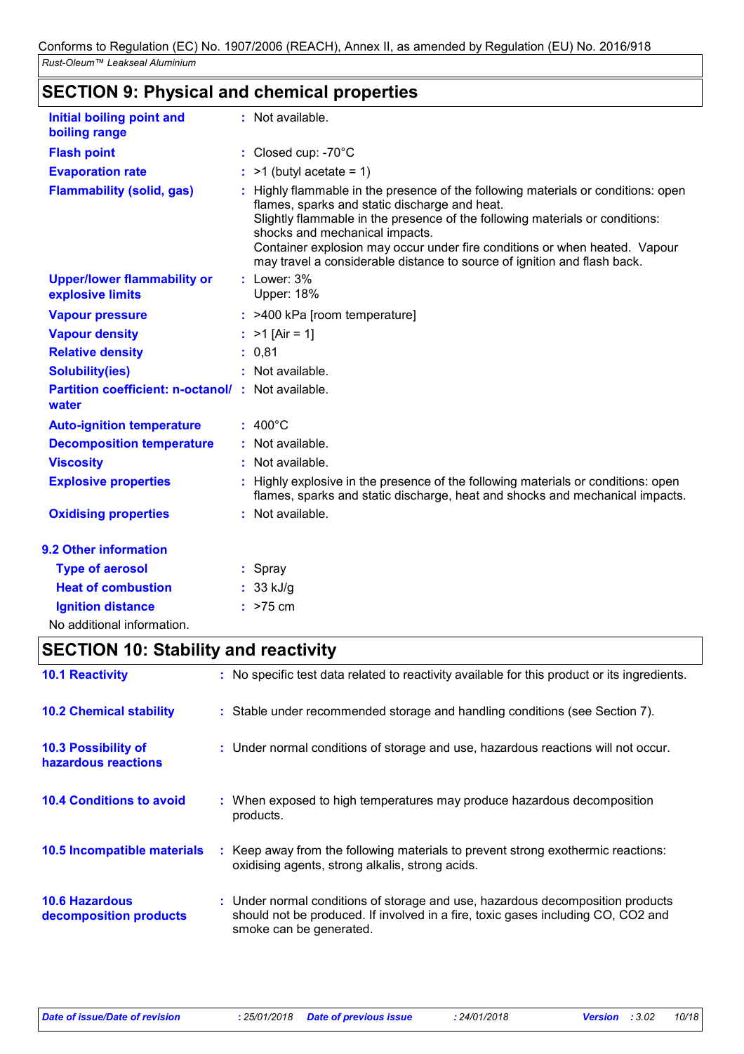## SECTION 9: Physical and chemical properties

| | |
|---|---|
| **Initial boiling point and boiling range** | : Not available. |
| **Flash point** | : Closed cup: -70°C |
| **Evaporation rate** | : >1 (butyl acetate = 1) |
| **Flammability (solid, gas)** | : Highly flammable in the presence of the following materials or conditions: open flames, sparks and static discharge and heat.<br>Slightly flammable in the presence of the following materials or conditions: shocks and mechanical impacts.<br>Container explosion may occur under fire conditions or when heated. Vapour may travel a considerable distance to source of ignition and flash back. |
| **Upper/lower flammability or explosive limits** | : Lower: 3%<br>Upper: 18% |
| **Vapour pressure** | : >400 kPa [room temperature] |
| **Vapour density** | : >1 [Air = 1] |
| **Relative density** | : 0,81 |
| **Solubility(ies)** | : Not available. |
| **Partition coefficient: n-octanol/ water** | : Not available. |
| **Auto-ignition temperature** | : 400°C |
| **Decomposition temperature** | : Not available. |
| **Viscosity** | : Not available. |
| **Explosive properties** | : Highly explosive in the presence of the following materials or conditions: open flames, sparks and static discharge, heat and shocks and mechanical impacts. |
| **Oxidising properties** | : Not available. |

### 9.2 Other information

| | |
|---|---|
| **Type of aerosol** | : Spray |
| **Heat of combustion** | : 33 kJ/g |
| **Ignition distance** | : >75 cm |

No additional information.

## SECTION 10: Stability and reactivity

| | |
|---|---|
| **10.1 Reactivity** | : No specific test data related to reactivity available for this product or its ingredients. |
| **10.2 Chemical stability** | : Stable under recommended storage and handling conditions (see Section 7). |
| **10.3 Possibility of hazardous reactions** | : Under normal conditions of storage and use, hazardous reactions will not occur. |
| **10.4 Conditions to avoid** | : When exposed to high temperatures may produce hazardous decomposition products. |
| **10.5 Incompatible materials** | : Keep away from the following materials to prevent strong exothermic reactions: oxidising agents, strong alkalis, strong acids. |
| **10.6 Hazardous decomposition products** | : Under normal conditions of storage and use, hazardous decomposition products should not be produced. If involved in a fire, toxic gases including CO, $CO_2$ and smoke can be generated. |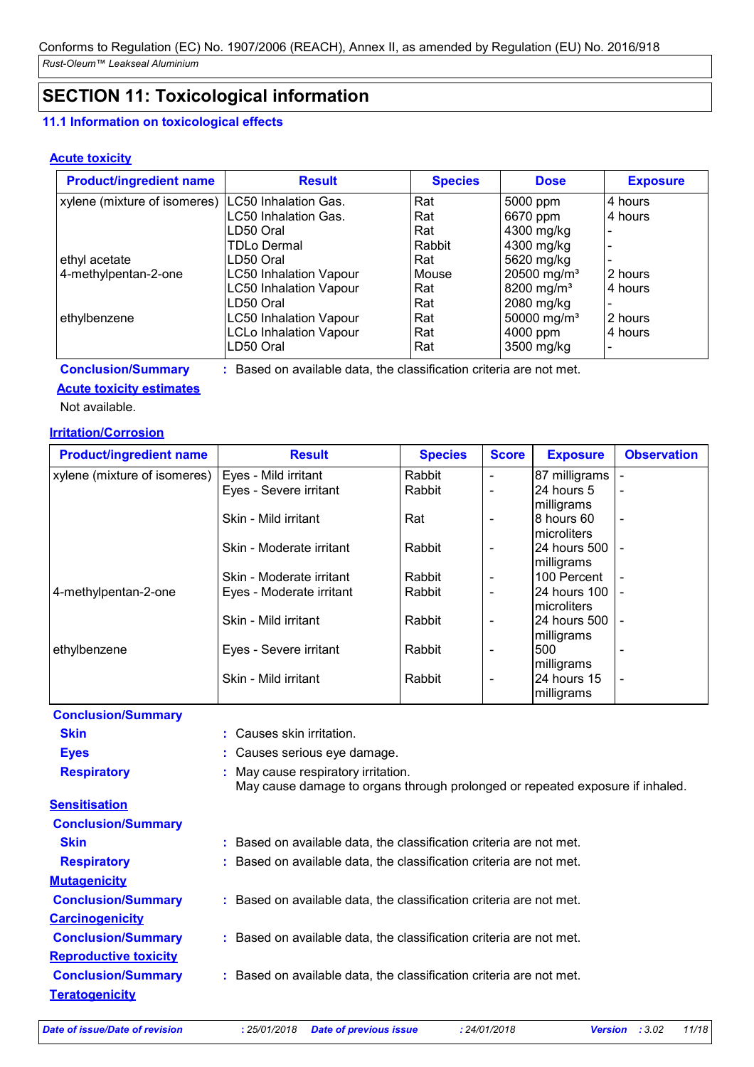## SECTION 11: Toxicological information

### 11.1 Information on toxicological effects

**Acute toxicity**

| Product/ingredient name | Result | Species | Dose | Exposure |
|---|---|---|---|---|
| xylene (mixture of isomeres) | LC50 Inhalation Gas. | Rat | 5000 ppm | 4 hours |
| | LC50 Inhalation Gas. | Rat | 6670 ppm | 4 hours |
| | LD50 Oral | Rat | 4300 mg/kg | - |
| | TDLo Dermal | Rabbit | 4300 mg/kg | - |
| ethyl acetate | LD50 Oral | Rat | 5620 mg/kg | - |
| 4-methylpentan-2-one | LC50 Inhalation Vapour | Mouse | 20500 mg/m³ | 2 hours |
| | LC50 Inhalation Vapour | Rat | 8200 mg/m³ | 4 hours |
| | LD50 Oral | Rat | 2080 mg/kg | - |
| ethylbenzene | LC50 Inhalation Vapour | Rat | 50000 mg/m³ | 2 hours |
| | LCLo Inhalation Vapour | Rat | 4000 ppm | 4 hours |
| | LD50 Oral | Rat | 3500 mg/kg | - |

**Conclusion/Summary** : Based on available data, the classification criteria are not met.

**Acute toxicity estimates**

Not available.

**Irritation/Corrosion**

| Product/ingredient name | Result | Species | Score | Exposure | Observation |
|---|---|---|---|---|---|
| xylene (mixture of isomeres) | Eyes - Mild irritant | Rabbit | - | 87 milligrams | - |
| | Eyes - Severe irritant | Rabbit | - | 24 hours 5 milligrams | - |
| | Skin - Mild irritant | Rat | - | 8 hours 60 microliters | - |
| | Skin - Moderate irritant | Rabbit | - | 24 hours 500 milligrams | - |
| | Skin - Moderate irritant | Rabbit | - | 100 Percent | - |
| 4-methylpentan-2-one | Eyes - Moderate irritant | Rabbit | - | 24 hours 100 microliters | - |
| | Skin - Mild irritant | Rabbit | - | 24 hours 500 milligrams | - |
| ethylbenzene | Eyes - Severe irritant | Rabbit | - | 500 milligrams | - |
| | Skin - Mild irritant | Rabbit | - | 24 hours 15 milligrams | - |

**Conclusion/Summary**

**Skin** : Causes skin irritation.

**Eyes** : Causes serious eye damage.

**Respiratory** : May cause respiratory irritation.
May cause damage to organs through prolonged or repeated exposure if inhaled.

**Sensitisation**

**Conclusion/Summary**

**Skin** : Based on available data, the classification criteria are not met.

**Respiratory** : Based on available data, the classification criteria are not met.

**Mutagenicity**

**Conclusion/Summary** : Based on available data, the classification criteria are not met.

**Carcinogenicity**

**Conclusion/Summary** : Based on available data, the classification criteria are not met.

**Reproductive toxicity**

**Conclusion/Summary** : Based on available data, the classification criteria are not met.

**Teratogenicity**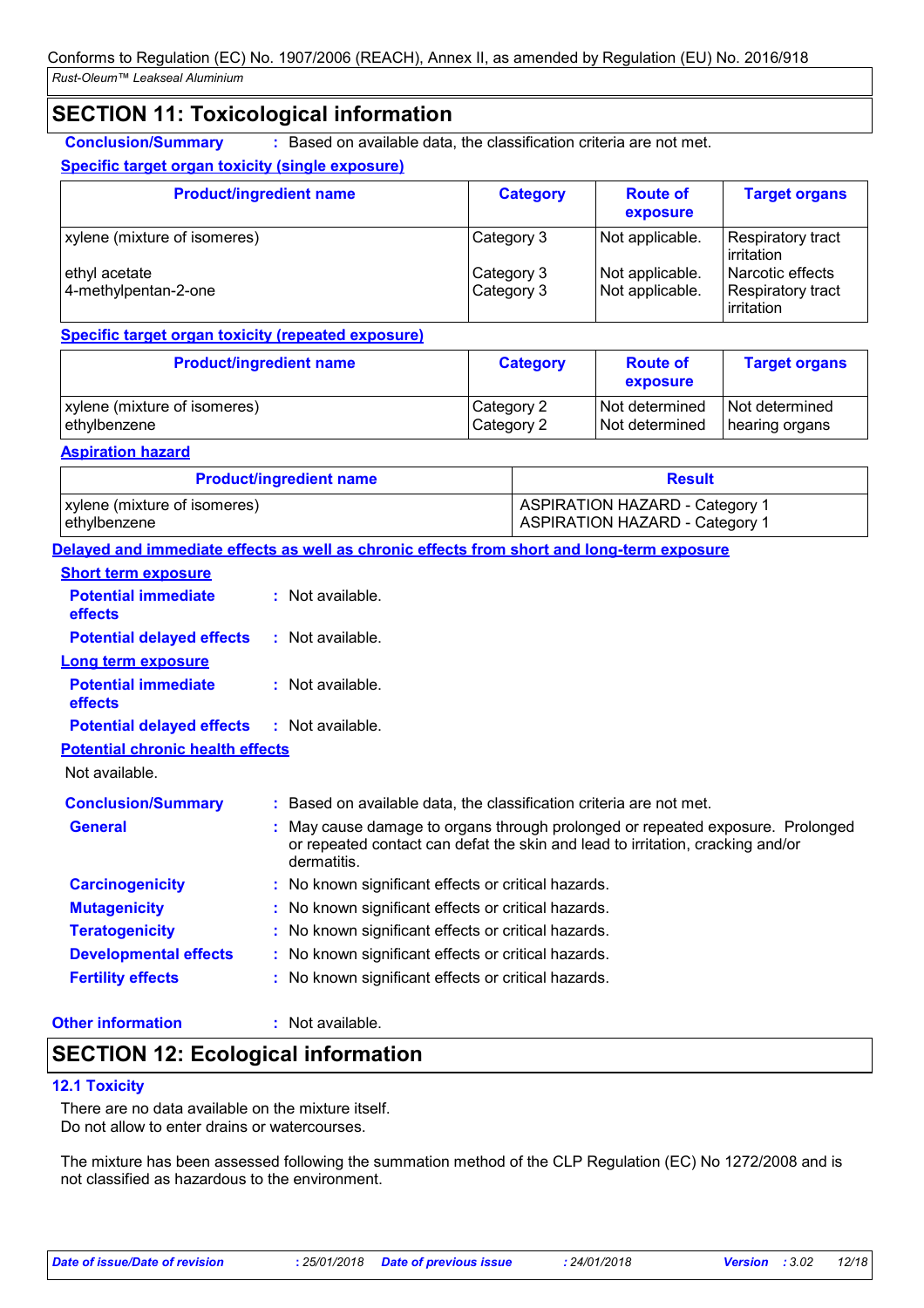## SECTION 11: Toxicological information

**Conclusion/Summary** : Based on available data, the classification criteria are not met.

**Specific target organ toxicity (single exposure)**

| Product/ingredient name | Category | Route of exposure | Target organs |
|---|---|---|---|
| xylene (mixture of isomeres) | Category 3 | Not applicable. | Respiratory tract irritation |
| ethyl acetate | Category 3 | Not applicable. | Narcotic effects |
| 4-methylpentan-2-one | Category 3 | Not applicable. | Respiratory tract irritation |

**Specific target organ toxicity (repeated exposure)**

| Product/ingredient name | Category | Route of exposure | Target organs |
|---|---|---|---|
| xylene (mixture of isomeres) | Category 2 | Not determined | Not determined |
| ethylbenzene | Category 2 | Not determined | hearing organs |

**Aspiration hazard**

| Product/ingredient name | Result |
|---|---|
| xylene (mixture of isomeres) | ASPIRATION HAZARD - Category 1 |
| ethylbenzene | ASPIRATION HAZARD - Category 1 |

**Delayed and immediate effects as well as chronic effects from short and long-term exposure**

**Short term exposure**

**Potential immediate effects** : Not available.

**Potential delayed effects** : Not available.

**Long term exposure**

**Potential immediate effects** : Not available.

**Potential delayed effects** : Not available.

**Potential chronic health effects**

Not available.

**Conclusion/Summary** : Based on available data, the classification criteria are not met.

**General** : May cause damage to organs through prolonged or repeated exposure. Prolonged or repeated contact can defat the skin and lead to irritation, cracking and/or dermatitis.

**Carcinogenicity** : No known significant effects or critical hazards.

**Mutagenicity** : No known significant effects or critical hazards.

**Teratogenicity** : No known significant effects or critical hazards.

**Developmental effects** : No known significant effects or critical hazards.

**Fertility effects** : No known significant effects or critical hazards.

**Other information** : Not available.

## SECTION 12: Ecological information

### 12.1 Toxicity

There are no data available on the mixture itself.
Do not allow to enter drains or watercourses.

The mixture has been assessed following the summation method of the CLP Regulation (EC) No 1272/2008 and is not classified as hazardous to the environment.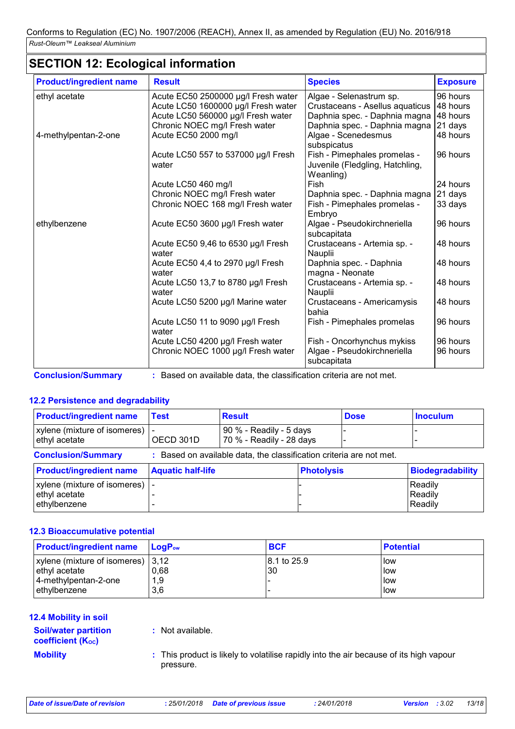## SECTION 12: Ecological information

| Product/ingredient name | Result | Species | Exposure |
|---|---|---|---|
| ethyl acetate | Acute EC50 2500000 µg/l Fresh water | Algae - Selenastrum sp. | 96 hours |
| | Acute LC50 1600000 µg/l Fresh water | Crustaceans - Asellus aquaticus | 48 hours |
| | Acute LC50 560000 µg/l Fresh water | Daphnia spec. - Daphnia magna | 48 hours |
| | Chronic NOEC mg/l Fresh water | Daphnia spec. - Daphnia magna | 21 days |
| 4-methylpentan-2-one | Acute EC50 2000 mg/l | Algae - Scenedesmus subspicatus | 48 hours |
| | Acute LC50 557 to 537000 µg/l Fresh water | Fish - Pimephales promelas - Juvenile (Fledgling, Hatchling, Weanling) | 96 hours |
| | Acute LC50 460 mg/l | Fish | 24 hours |
| | Chronic NOEC mg/l Fresh water | Daphnia spec. - Daphnia magna | 21 days |
| | Chronic NOEC 168 mg/l Fresh water | Fish - Pimephales promelas - Embryo | 33 days |
| ethylbenzene | Acute EC50 3600 µg/l Fresh water | Algae - Pseudokirchneriella subcapitata | 96 hours |
| | Acute EC50 9,46 to 6530 µg/l Fresh water | Crustaceans - Artemia sp. - Nauplii | 48 hours |
| | Acute EC50 4,4 to 2970 µg/l Fresh water | Daphnia spec. - Daphnia magna - Neonate | 48 hours |
| | Acute LC50 13,7 to 8780 µg/l Fresh water | Crustaceans - Artemia sp. - Nauplii | 48 hours |
| | Acute LC50 5200 µg/l Marine water | Crustaceans - Americamysis bahia | 48 hours |
| | Acute LC50 11 to 9090 µg/l Fresh water | Fish - Pimephales promelas | 96 hours |
| | Acute LC50 4200 µg/l Fresh water | Fish - Oncorhynchus mykiss | 96 hours |
| | Chronic NOEC 1000 µg/l Fresh water | Algae - Pseudokirchneriella subcapitata | 96 hours |

**Conclusion/Summary** : Based on available data, the classification criteria are not met.

### 12.2 Persistence and degradability

| Product/ingredient name | Test | Result | Dose | Inoculum |
|---|---|---|---|---|
| xylene (mixture of isomeres) | - | 90 % - Readily - 5 days | - | - |
| ethyl acetate | OECD 301D | 70 % - Readily - 28 days | - | - |

**Conclusion/Summary** : Based on available data, the classification criteria are not met.

| Product/ingredient name | Aquatic half-life | Photolysis | Biodegradability |
|---|---|---|---|
| xylene (mixture of isomeres) | - | - | Readily |
| ethyl acetate | - | - | Readily |
| ethylbenzene | - | - | Readily |

### 12.3 Bioaccumulative potential

| Product/ingredient name | $LogP_{ow}$ | BCF | Potential |
|---|---|---|---|
| xylene (mixture of isomeres) | 3,12 | 8.1 to 25.9 | low |
| ethyl acetate | 0,68 | 30 | low |
| 4-methylpentan-2-one | 1,9 | - | low |
| ethylbenzene | 3,6 | - | low |

### 12.4 Mobility in soil

**Soil/water partition coefficient ($K_{OC}$)** : Not available.

**Mobility** : This product is likely to volatilise rapidly into the air because of its high vapour pressure.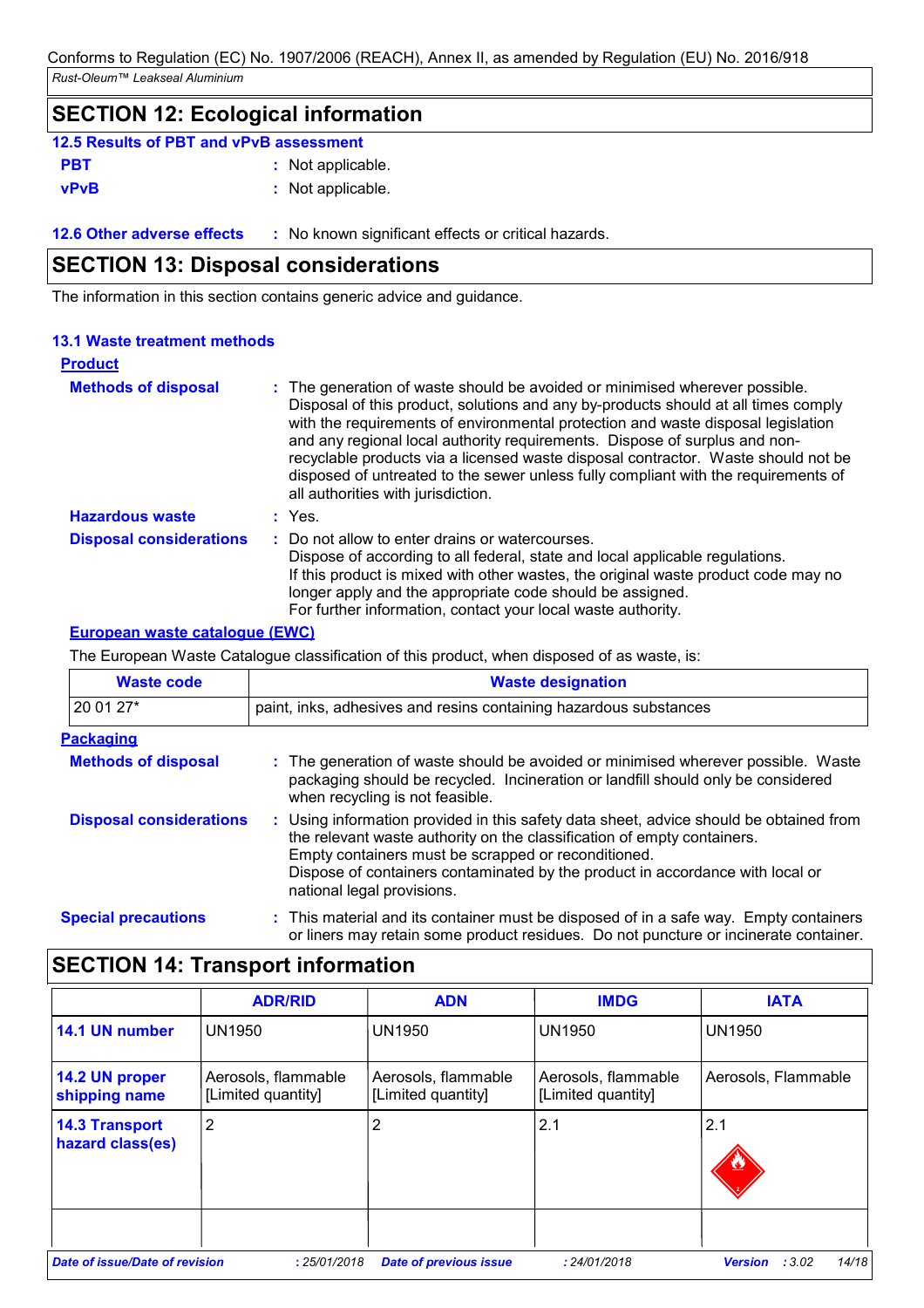## SECTION 12: Ecological information

### 12.5 Results of PBT and vPvB assessment

**PBT** : Not applicable.

**vPvB** : Not applicable.

**12.6 Other adverse effects** : No known significant effects or critical hazards.

## SECTION 13: Disposal considerations

The information in this section contains generic advice and guidance.

### 13.1 Waste treatment methods

**Product**

**Methods of disposal** : The generation of waste should be avoided or minimised wherever possible. Disposal of this product, solutions and any by-products should at all times comply with the requirements of environmental protection and waste disposal legislation and any regional local authority requirements. Dispose of surplus and non-recyclable products via a licensed waste disposal contractor. Waste should not be disposed of untreated to the sewer unless fully compliant with the requirements of all authorities with jurisdiction.

**Hazardous waste** : Yes.

**Disposal considerations** : Do not allow to enter drains or watercourses.
Dispose of according to all federal, state and local applicable regulations.
If this product is mixed with other wastes, the original waste product code may no longer apply and the appropriate code should be assigned.
For further information, contact your local waste authority.

**European waste catalogue (EWC)**

The European Waste Catalogue classification of this product, when disposed of as waste, is:

| Waste code | Waste designation |
|---|---|
| 20 01 27* | paint, inks, adhesives and resins containing hazardous substances |

**Packaging**

**Methods of disposal** : The generation of waste should be avoided or minimised wherever possible. Waste packaging should be recycled. Incineration or landfill should only be considered when recycling is not feasible.

**Disposal considerations** : Using information provided in this safety data sheet, advice should be obtained from the relevant waste authority on the classification of empty containers.
Empty containers must be scrapped or reconditioned.
Dispose of containers contaminated by the product in accordance with local or national legal provisions.

**Special precautions** : This material and its container must be disposed of in a safe way. Empty containers or liners may retain some product residues. Do not puncture or incinerate container.

## SECTION 14: Transport information

| | ADR/RID | ADN | IMDG | IATA |
|---|---|---|---|---|
| **14.1 UN number** | UN1950 | UN1950 | UN1950 | UN1950 |
| **14.2 UN proper shipping name** | Aerosols, flammable [Limited quantity] | Aerosols, flammable [Limited quantity] | Aerosols, flammable [Limited quantity] | Aerosols, Flammable |
| **14.3 Transport hazard class(es)** | 2 | 2 | 2.1 | 2.1 |
| | | | | |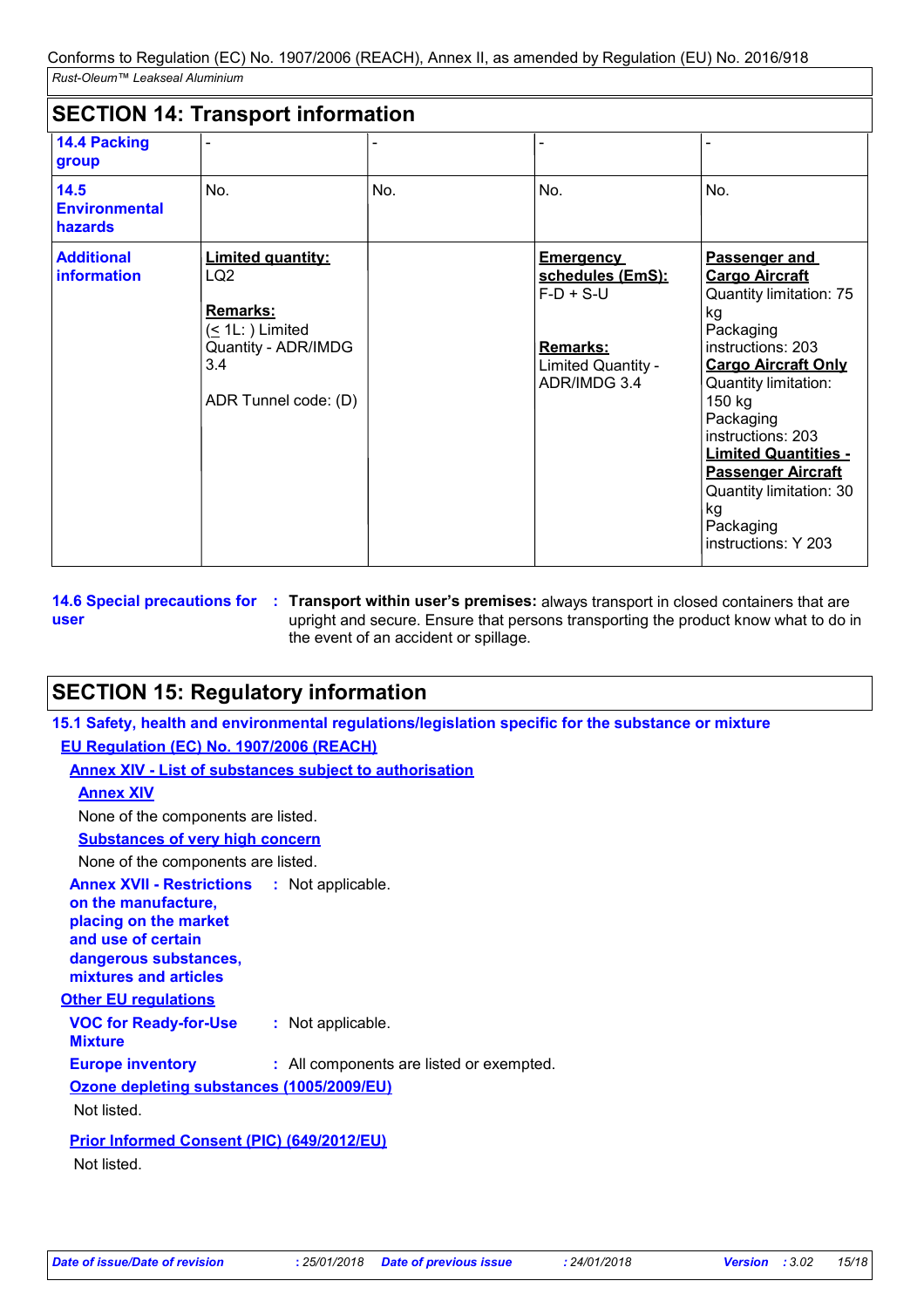Conforms to Regulation (EC) No. 1907/2006 (REACH), Annex II, as amended by Regulation (EU) No. 2016/918

*Rust-Oleum™ Leakseal Aluminium*

## SECTION 14: Transport information

| | | | | |
|---|---|---|---|---|
| **14.4 Packing group** | - | - | - | - |
| **14.5 Environmental hazards** | No. | No. | No. | No. |
| **Additional information** | **Limited quantity:** LQ2<br><br>**Remarks:** (≤ 1L: ) Limited Quantity - ADR/IMDG 3.4<br><br>ADR Tunnel code: (D) | | **Emergency schedules (EmS):** F-D + S-U<br><br>**Remarks:** Limited Quantity - ADR/IMDG 3.4 | **Passenger and Cargo Aircraft** Quantity limitation: 75 kg Packaging instructions: 203 **Cargo Aircraft Only** Quantity limitation: 150 kg Packaging instructions: 203 **Limited Quantities - Passenger Aircraft** Quantity limitation: 30 kg Packaging instructions: Y 203 |

**14.6 Special precautions for user** : **Transport within user's premises:** always transport in closed containers that are upright and secure. Ensure that persons transporting the product know what to do in the event of an accident or spillage.

## SECTION 15: Regulatory information

### 15.1 Safety, health and environmental regulations/legislation specific for the substance or mixture

**EU Regulation (EC) No. 1907/2006 (REACH)**

**Annex XIV - List of substances subject to authorisation**

**Annex XIV**

None of the components are listed.

**Substances of very high concern**

None of the components are listed.

**Annex XVII - Restrictions on the manufacture, placing on the market and use of certain dangerous substances, mixtures and articles** : Not applicable.

**Other EU regulations**

**VOC for Ready-for-Use Mixture** : Not applicable.

**Europe inventory** : All components are listed or exempted.

**Ozone depleting substances (1005/2009/EU)**

Not listed.

**Prior Informed Consent (PIC) (649/2012/EU)**

Not listed.

*Date of issue/Date of revision* : 25/01/2018 *Date of previous issue* : 24/01/2018 *Version* : 3.02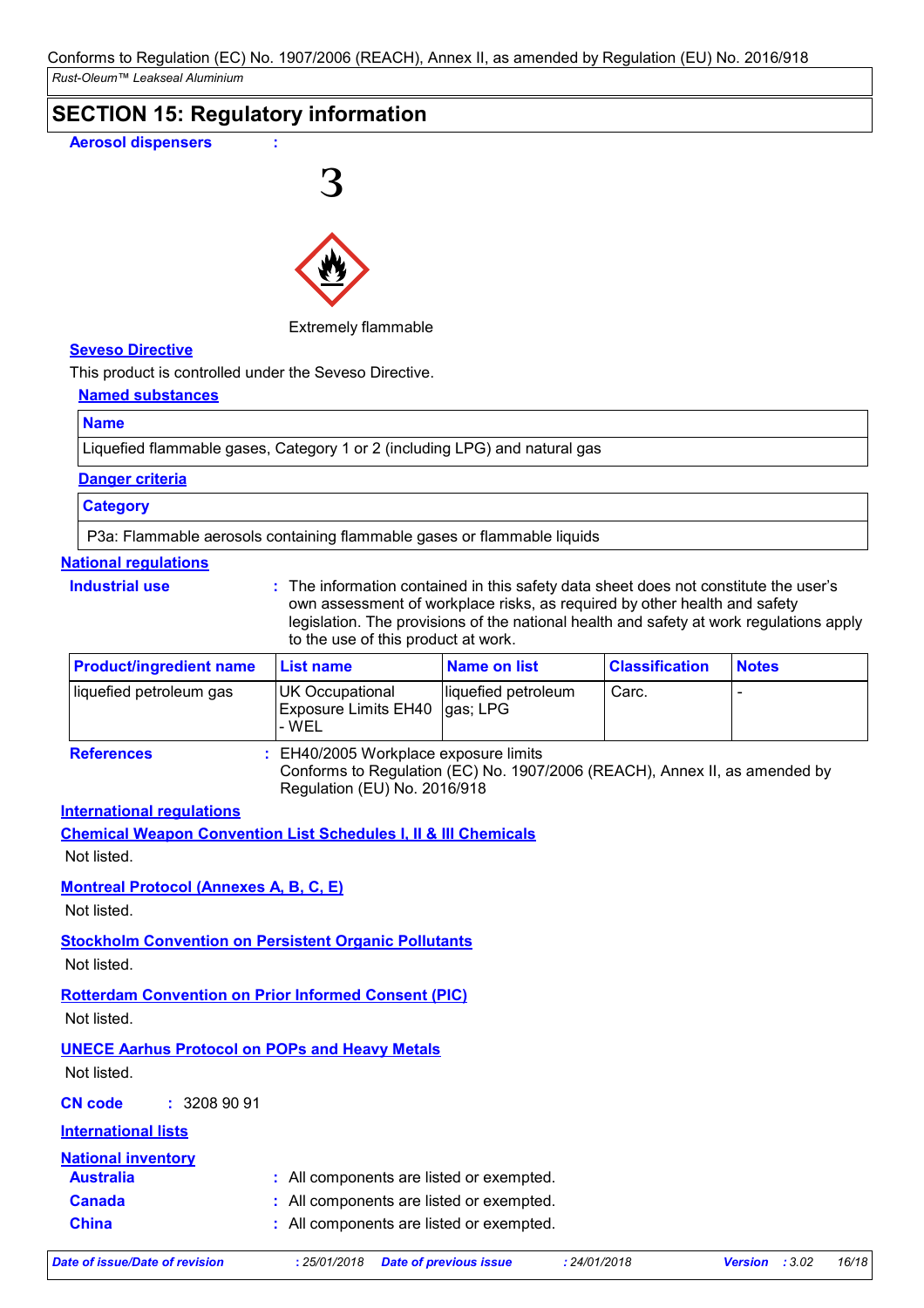## SECTION 15: Regulatory information

**Aerosol dispensers** :

3

Extremely flammable

**Seveso Directive**

This product is controlled under the Seveso Directive.

**Named substances**

| Name |
|---|
| Liquefied flammable gases, Category 1 or 2 (including LPG) and natural gas |

**Danger criteria**

| Category |
|---|
| P3a: Flammable aerosols containing flammable gases or flammable liquids |

**National regulations**

**Industrial use** : The information contained in this safety data sheet does not constitute the user's own assessment of workplace risks, as required by other health and safety legislation. The provisions of the national health and safety at work regulations apply to the use of this product at work.

| Product/ingredient name | List name | Name on list | Classification | Notes |
|---|---|---|---|---|
| liquefied petroleum gas | UK Occupational Exposure Limits EH40 - WEL | liquefied petroleum gas; LPG | Carc. | - |

**References** : EH40/2005 Workplace exposure limits
Conforms to Regulation (EC) No. 1907/2006 (REACH), Annex II, as amended by Regulation (EU) No. 2016/918

**International regulations**

**Chemical Weapon Convention List Schedules I, II & III Chemicals**

Not listed.

**Montreal Protocol (Annexes A, B, C, E)**

Not listed.

**Stockholm Convention on Persistent Organic Pollutants**

Not listed.

**Rotterdam Convention on Prior Informed Consent (PIC)**

Not listed.

**UNECE Aarhus Protocol on POPs and Heavy Metals**

Not listed.

**CN code** : 3208 90 91

**International lists**

**National inventory**

**Australia** : All components are listed or exempted.

**Canada** : All components are listed or exempted.

**China** : All components are listed or exempted.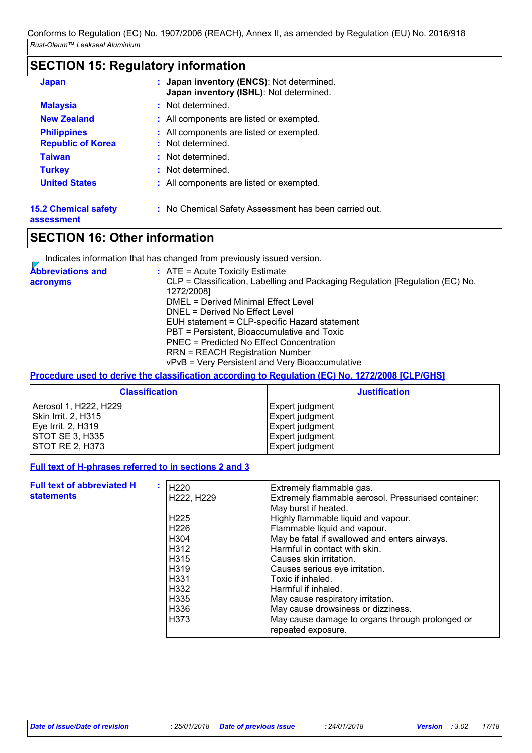## SECTION 15: Regulatory information

**Japan** : **Japan inventory (ENCS)**: Not determined.
**Japan inventory (ISHL)**: Not determined.

**Malaysia** : Not determined.

**New Zealand** : All components are listed or exempted.

**Philippines** : All components are listed or exempted.

**Republic of Korea** : Not determined.

**Taiwan** : Not determined.

**Turkey** : Not determined.

**United States** : All components are listed or exempted.

**15.2 Chemical safety assessment** : No Chemical Safety Assessment has been carried out.

## SECTION 16: Other information

Indicates information that has changed from previously issued version.

**Abbreviations and acronyms** :
ATE = Acute Toxicity Estimate
CLP = Classification, Labelling and Packaging Regulation [Regulation (EC) No. 1272/2008]
DMEL = Derived Minimal Effect Level
DNEL = Derived No Effect Level
EUH statement = CLP-specific Hazard statement
PBT = Persistent, Bioaccumulative and Toxic
PNEC = Predicted No Effect Concentration
RRN = REACH Registration Number
vPvB = Very Persistent and Very Bioaccumulative

**Procedure used to derive the classification according to Regulation (EC) No. 1272/2008 [CLP/GHS]**

| Classification | Justification |
|---|---|
| Aerosol 1, H222, H229 | Expert judgment |
| Skin Irrit. 2, H315 | Expert judgment |
| Eye Irrit. 2, H319 | Expert judgment |
| STOT SE 3, H335 | Expert judgment |
| STOT RE 2, H373 | Expert judgment |

**Full text of H-phrases referred to in sections 2 and 3**

**Full text of abbreviated H statements** :

| | |
|---|---|
| H220 | Extremely flammable gas. |
| H222, H229 | Extremely flammable aerosol. Pressurised container: May burst if heated. |
| H225 | Highly flammable liquid and vapour. |
| H226 | Flammable liquid and vapour. |
| H304 | May be fatal if swallowed and enters airways. |
| H312 | Harmful in contact with skin. |
| H315 | Causes skin irritation. |
| H319 | Causes serious eye irritation. |
| H331 | Toxic if inhaled. |
| H332 | Harmful if inhaled. |
| H335 | May cause respiratory irritation. |
| H336 | May cause drowsiness or dizziness. |
| H373 | May cause damage to organs through prolonged or repeated exposure. |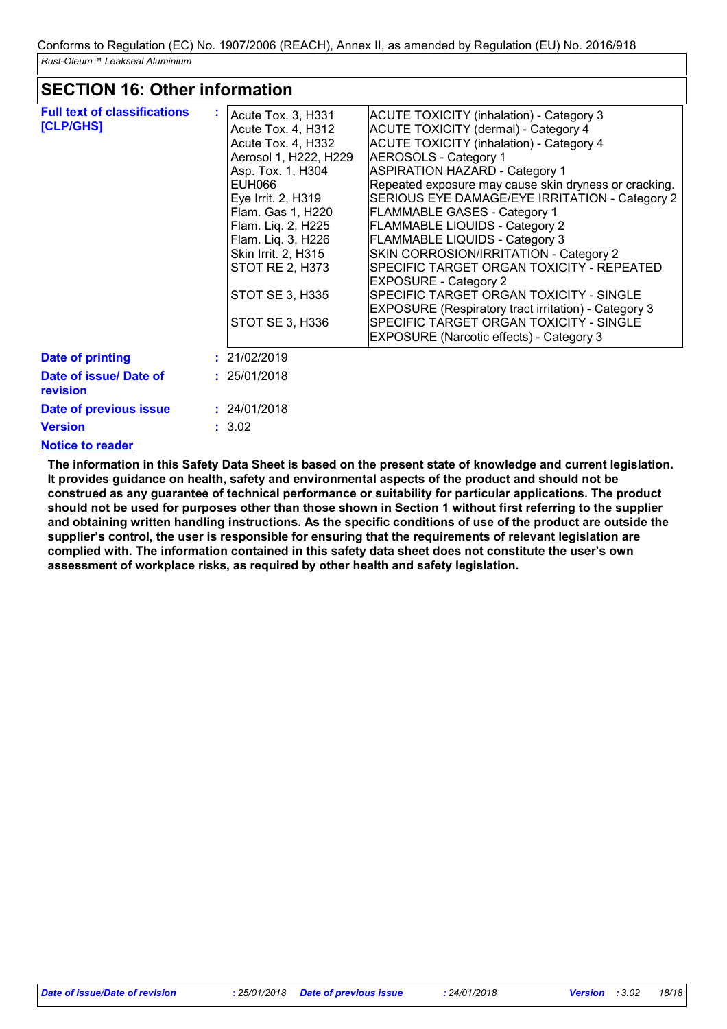## SECTION 16: Other information

**Full text of classifications [CLP/GHS]** :

| | |
|---|---|
| Acute Tox. 3, H331 | ACUTE TOXICITY (inhalation) - Category 3 |
| Acute Tox. 4, H312 | ACUTE TOXICITY (dermal) - Category 4 |
| Acute Tox. 4, H332 | ACUTE TOXICITY (inhalation) - Category 4 |
| Aerosol 1, H222, H229 | AEROSOLS - Category 1 |
| Asp. Tox. 1, H304 | ASPIRATION HAZARD - Category 1 |
| EUH066 | Repeated exposure may cause skin dryness or cracking. |
| Eye Irrit. 2, H319 | SERIOUS EYE DAMAGE/EYE IRRITATION - Category 2 |
| Flam. Gas 1, H220 | FLAMMABLE GASES - Category 1 |
| Flam. Liq. 2, H225 | FLAMMABLE LIQUIDS - Category 2 |
| Flam. Liq. 3, H226 | FLAMMABLE LIQUIDS - Category 3 |
| Skin Irrit. 2, H315 | SKIN CORROSION/IRRITATION - Category 2 |
| STOT RE 2, H373 | SPECIFIC TARGET ORGAN TOXICITY - REPEATED EXPOSURE - Category 2 |
| STOT SE 3, H335 | SPECIFIC TARGET ORGAN TOXICITY - SINGLE EXPOSURE (Respiratory tract irritation) - Category 3 |
| STOT SE 3, H336 | SPECIFIC TARGET ORGAN TOXICITY - SINGLE EXPOSURE (Narcotic effects) - Category 3 |

**Date of printing** : 21/02/2019

**Date of issue/ Date of revision** : 25/01/2018

**Date of previous issue** : 24/01/2018

**Version** : 3.02

**Notice to reader**

**The information in this Safety Data Sheet is based on the present state of knowledge and current legislation. It provides guidance on health, safety and environmental aspects of the product and should not be construed as any guarantee of technical performance or suitability for particular applications. The product should not be used for purposes other than those shown in Section 1 without first referring to the supplier and obtaining written handling instructions. As the specific conditions of use of the product are outside the supplier's control, the user is responsible for ensuring that the requirements of relevant legislation are complied with. The information contained in this safety data sheet does not constitute the user's own assessment of workplace risks, as required by other health and safety legislation.**